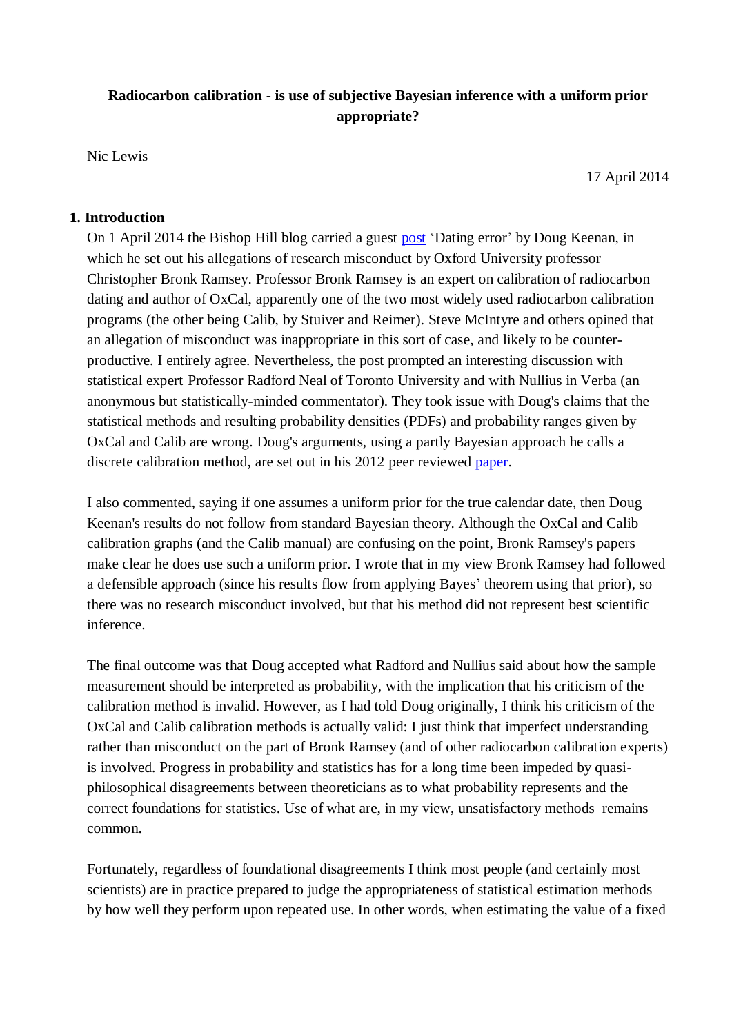**Radiocarbon calibration - is use of subjective Bayesian inference with a uniform prior appropriate?**

Nic Lewis

17 April 2014

## 1. Introduction

On 1 April 2014 the Bishop Hill blog carried a guest post 'Dating error' by Doug Keenan, in which he set out his allegations of research misconduct by Oxford University professor Christopher Bronk Ramsey. Professor Bronk Ramsey is an expert on calibration of radiocarbon dating and author of OxCal, apparently one of the two most widely used radiocarbon calibration programs (the other being Calib, by Stuiver and Reimer). Steve McIntyre and others opined that an allegation of misconduct was inappropriate in this sort of case, and likely to be counter-productive. I entirely agree. Nevertheless, the post prompted an interesting discussion with statistical expert Professor Radford Neal of Toronto University and with Nullius in Verba (an anonymous but statistically-minded commentator). They took issue with Doug's claims that the statistical methods and resulting probability densities (PDFs) and probability ranges given by OxCal and Calib are wrong. Doug's arguments, using a partly Bayesian approach he calls a discrete calibration method, are set out in his 2012 peer reviewed paper.

I also commented, saying if one assumes a uniform prior for the true calendar date, then Doug Keenan's results do not follow from standard Bayesian theory. Although the OxCal and Calib calibration graphs (and the Calib manual) are confusing on the point, Bronk Ramsey's papers make clear he does use such a uniform prior. I wrote that in my view Bronk Ramsey had followed a defensible approach (since his results flow from applying Bayes' theorem using that prior), so there was no research misconduct involved, but that his method did not represent best scientific inference.

The final outcome was that Doug accepted what Radford and Nullius said about how the sample measurement should be interpreted as probability, with the implication that his criticism of the calibration method is invalid. However, as I had told Doug originally, I think his criticism of the OxCal and Calib calibration methods is actually valid: I just think that imperfect understanding rather than misconduct on the part of Bronk Ramsey (and of other radiocarbon calibration experts) is involved. Progress in probability and statistics has for a long time been impeded by quasi-philosophical disagreements between theoreticians as to what probability represents and the correct foundations for statistics. Use of what are, in my view, unsatisfactory methods remains common.

Fortunately, regardless of foundational disagreements I think most people (and certainly most scientists) are in practice prepared to judge the appropriateness of statistical estimation methods by how well they perform upon repeated use. In other words, when estimating the value of a fixed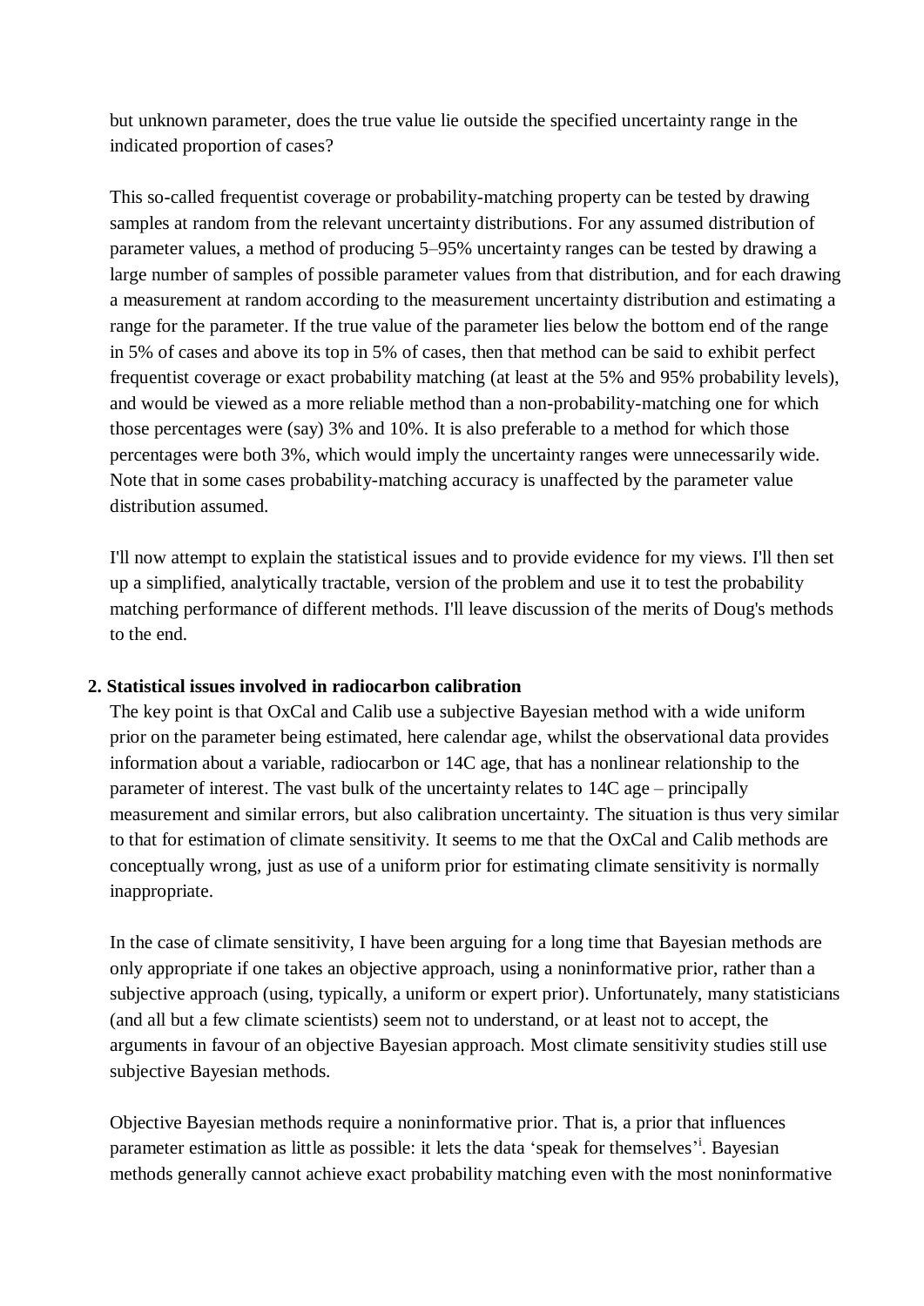but unknown parameter, does the true value lie outside the specified uncertainty range in the indicated proportion of cases?

This so-called frequentist coverage or probability-matching property can be tested by drawing samples at random from the relevant uncertainty distributions. For any assumed distribution of parameter values, a method of producing 5–95% uncertainty ranges can be tested by drawing a large number of samples of possible parameter values from that distribution, and for each drawing a measurement at random according to the measurement uncertainty distribution and estimating a range for the parameter. If the true value of the parameter lies below the bottom end of the range in 5% of cases and above its top in 5% of cases, then that method can be said to exhibit perfect frequentist coverage or exact probability matching (at least at the 5% and 95% probability levels), and would be viewed as a more reliable method than a non-probability-matching one for which those percentages were (say) 3% and 10%. It is also preferable to a method for which those percentages were both 3%, which would imply the uncertainty ranges were unnecessarily wide. Note that in some cases probability-matching accuracy is unaffected by the parameter value distribution assumed.

I'll now attempt to explain the statistical issues and to provide evidence for my views. I'll then set up a simplified, analytically tractable, version of the problem and use it to test the probability matching performance of different methods. I'll leave discussion of the merits of Doug's methods to the end.

**2. Statistical issues involved in radiocarbon calibration**

The key point is that OxCal and Calib use a subjective Bayesian method with a wide uniform prior on the parameter being estimated, here calendar age, whilst the observational data provides information about a variable, radiocarbon or 14C age, that has a nonlinear relationship to the parameter of interest. The vast bulk of the uncertainty relates to 14C age – principally measurement and similar errors, but also calibration uncertainty. The situation is thus very similar to that for estimation of climate sensitivity. It seems to me that the OxCal and Calib methods are conceptually wrong, just as use of a uniform prior for estimating climate sensitivity is normally inappropriate.

In the case of climate sensitivity, I have been arguing for a long time that Bayesian methods are only appropriate if one takes an objective approach, using a noninformative prior, rather than a subjective approach (using, typically, a uniform or expert prior). Unfortunately, many statisticians (and all but a few climate scientists) seem not to understand, or at least not to accept, the arguments in favour of an objective Bayesian approach. Most climate sensitivity studies still use subjective Bayesian methods.

Objective Bayesian methods require a noninformative prior. That is, a prior that influences parameter estimation as little as possible: it lets the data 'speak for themselves'[i]. Bayesian methods generally cannot achieve exact probability matching even with the most noninformative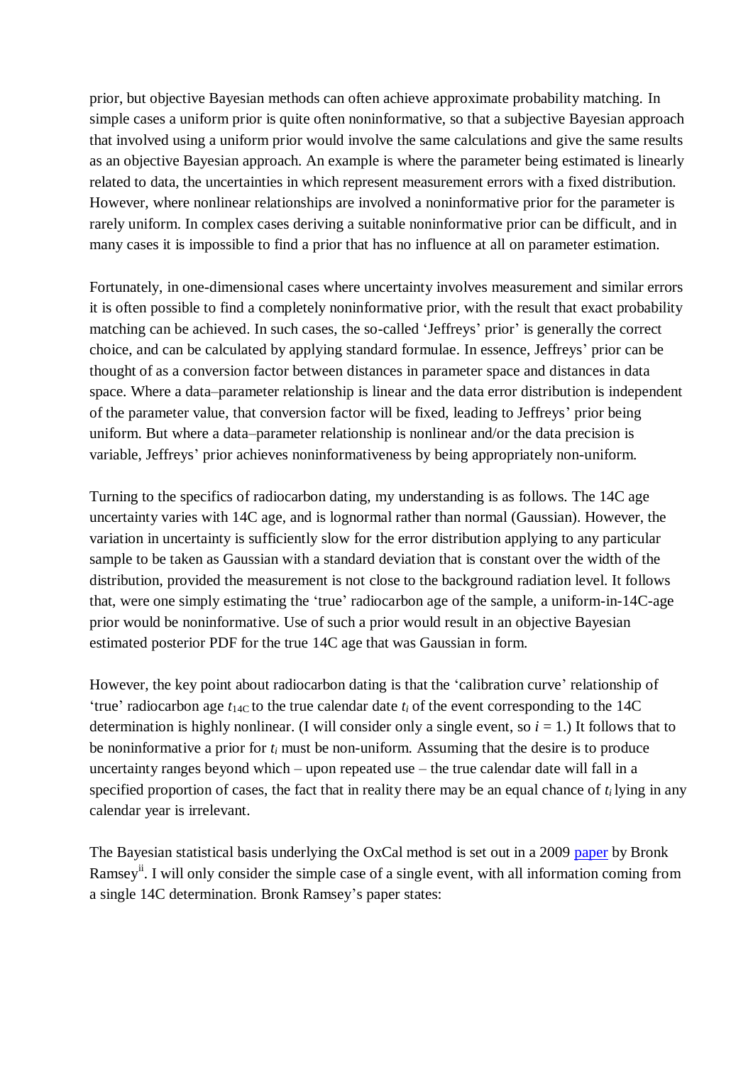prior, but objective Bayesian methods can often achieve approximate probability matching. In simple cases a uniform prior is quite often noninformative, so that a subjective Bayesian approach that involved using a uniform prior would involve the same calculations and give the same results as an objective Bayesian approach. An example is where the parameter being estimated is linearly related to data, the uncertainties in which represent measurement errors with a fixed distribution. However, where nonlinear relationships are involved a noninformative prior for the parameter is rarely uniform. In complex cases deriving a suitable noninformative prior can be difficult, and in many cases it is impossible to find a prior that has no influence at all on parameter estimation.

Fortunately, in one-dimensional cases where uncertainty involves measurement and similar errors it is often possible to find a completely noninformative prior, with the result that exact probability matching can be achieved. In such cases, the so-called 'Jeffreys' prior' is generally the correct choice, and can be calculated by applying standard formulae. In essence, Jeffreys' prior can be thought of as a conversion factor between distances in parameter space and distances in data space. Where a data–parameter relationship is linear and the data error distribution is independent of the parameter value, that conversion factor will be fixed, leading to Jeffreys' prior being uniform. But where a data–parameter relationship is nonlinear and/or the data precision is variable, Jeffreys' prior achieves noninformativeness by being appropriately non-uniform.

Turning to the specifics of radiocarbon dating, my understanding is as follows. The 14C age uncertainty varies with 14C age, and is lognormal rather than normal (Gaussian). However, the variation in uncertainty is sufficiently slow for the error distribution applying to any particular sample to be taken as Gaussian with a standard deviation that is constant over the width of the distribution, provided the measurement is not close to the background radiation level. It follows that, were one simply estimating the 'true' radiocarbon age of the sample, a uniform-in-14C-age prior would be noninformative. Use of such a prior would result in an objective Bayesian estimated posterior PDF for the true 14C age that was Gaussian in form.

However, the key point about radiocarbon dating is that the 'calibration curve' relationship of 'true' radiocarbon age $t_{14C}$ to the true calendar date $t_i$ of the event corresponding to the 14C determination is highly nonlinear. (I will consider only a single event, so $i = 1$.) It follows that to be noninformative a prior for $t_i$ must be non-uniform. Assuming that the desire is to produce uncertainty ranges beyond which – upon repeated use – the true calendar date will fall in a specified proportion of cases, the fact that in reality there may be an equal chance of $t_i$ lying in any calendar year is irrelevant.

The Bayesian statistical basis underlying the OxCal method is set out in a 2009 paper by Bronk Ramsey[ii]. I will only consider the simple case of a single event, with all information coming from a single 14C determination. Bronk Ramsey's paper states: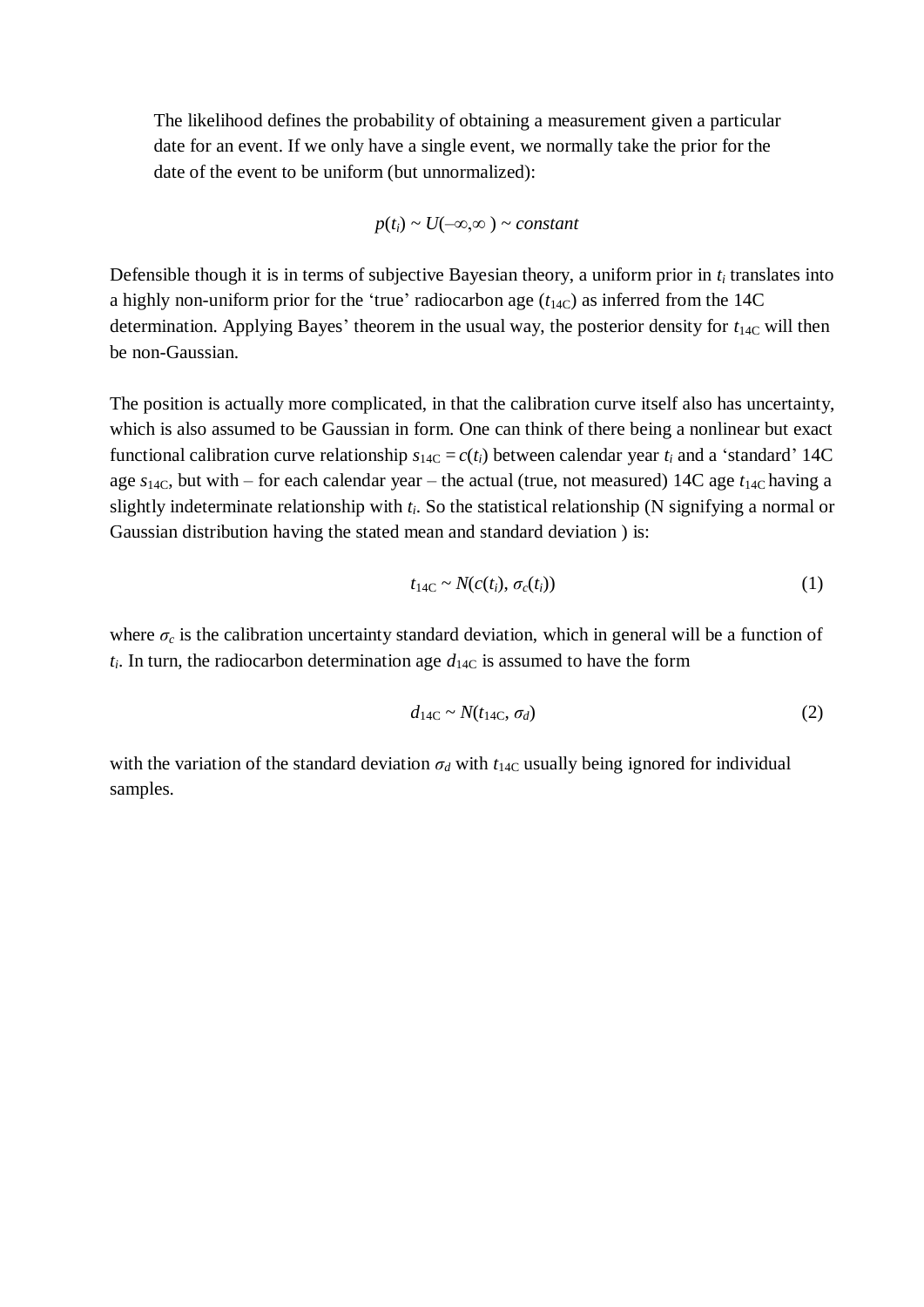> The likelihood defines the probability of obtaining a measurement given a particular date for an event. If we only have a single event, we normally take the prior for the date of the event to be uniform (but unnormalized):
>
> $$p(t_i) \sim U(-\infty,\infty\,) \sim constant$$

Defensible though it is in terms of subjective Bayesian theory, a uniform prior in $t_i$ translates into a highly non-uniform prior for the 'true' radiocarbon age ($t_{14C}$) as inferred from the 14C determination. Applying Bayes' theorem in the usual way, the posterior density for $t_{14C}$ will then be non-Gaussian.

The position is actually more complicated, in that the calibration curve itself also has uncertainty, which is also assumed to be Gaussian in form. One can think of there being a nonlinear but exact functional calibration curve relationship $s_{14C} = c(t_i)$ between calendar year $t_i$ and a 'standard' 14C age $s_{14C}$, but with – for each calendar year – the actual (true, not measured) 14C age $t_{14C}$ having a slightly indeterminate relationship with $t_i$. So the statistical relationship (N signifying a normal or Gaussian distribution having the stated mean and standard deviation ) is:

$$t_{14C} \sim N(c(t_i),\, \sigma_c(t_i)) \tag{1}$$

where $\sigma_c$ is the calibration uncertainty standard deviation, which in general will be a function of $t_i$. In turn, the radiocarbon determination age $d_{14C}$ is assumed to have the form

$$d_{14C} \sim N(t_{14C},\, \sigma_d) \tag{2}$$

with the variation of the standard deviation $\sigma_d$ with $t_{14C}$ usually being ignored for individual samples.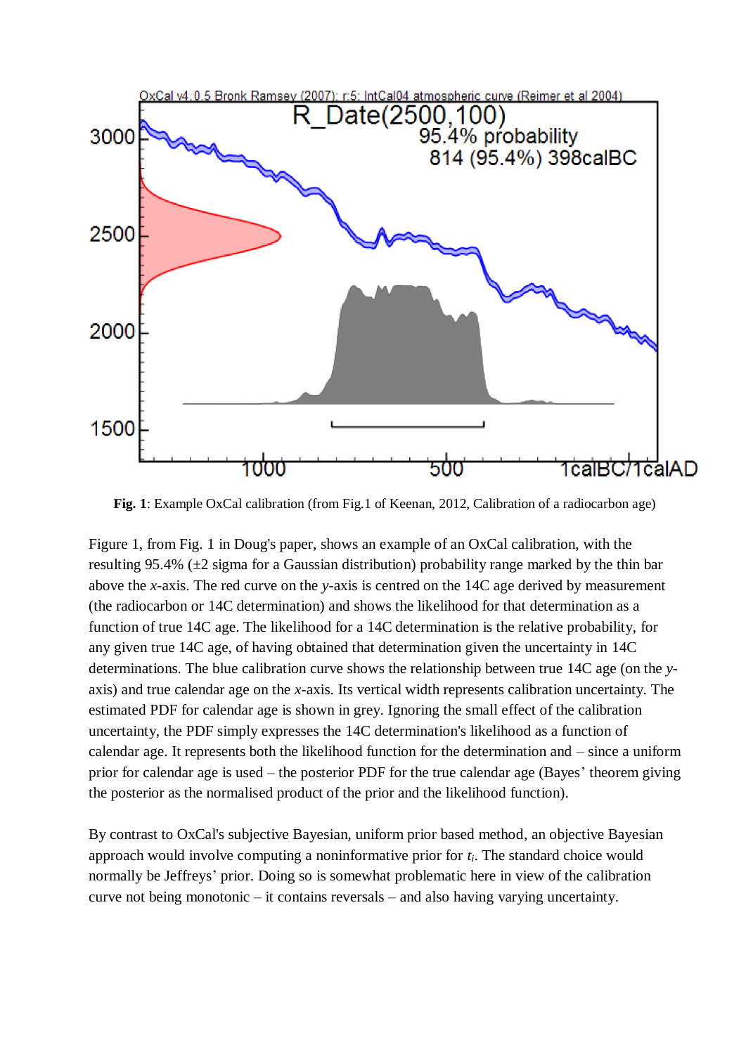**Fig. 1**: Example OxCal calibration (from Fig.1 of Keenan, 2012, Calibration of a radiocarbon age)

Figure 1, from Fig. 1 in Doug's paper, shows an example of an OxCal calibration, with the resulting 95.4% (±2 sigma for a Gaussian distribution) probability range marked by the thin bar above the *x*-axis. The red curve on the *y*-axis is centred on the 14C age derived by measurement (the radiocarbon or 14C determination) and shows the likelihood for that determination as a function of true 14C age. The likelihood for a 14C determination is the relative probability, for any given true 14C age, of having obtained that determination given the uncertainty in 14C determinations. The blue calibration curve shows the relationship between true 14C age (on the *y*-axis) and true calendar age on the *x*-axis. Its vertical width represents calibration uncertainty. The estimated PDF for calendar age is shown in grey. Ignoring the small effect of the calibration uncertainty, the PDF simply expresses the 14C determination's likelihood as a function of calendar age. It represents both the likelihood function for the determination and – since a uniform prior for calendar age is used – the posterior PDF for the true calendar age (Bayes' theorem giving the posterior as the normalised product of the prior and the likelihood function).

By contrast to OxCal's subjective Bayesian, uniform prior based method, an objective Bayesian approach would involve computing a noninformative prior for $t_i$. The standard choice would normally be Jeffreys' prior. Doing so is somewhat problematic here in view of the calibration curve not being monotonic – it contains reversals – and also having varying uncertainty.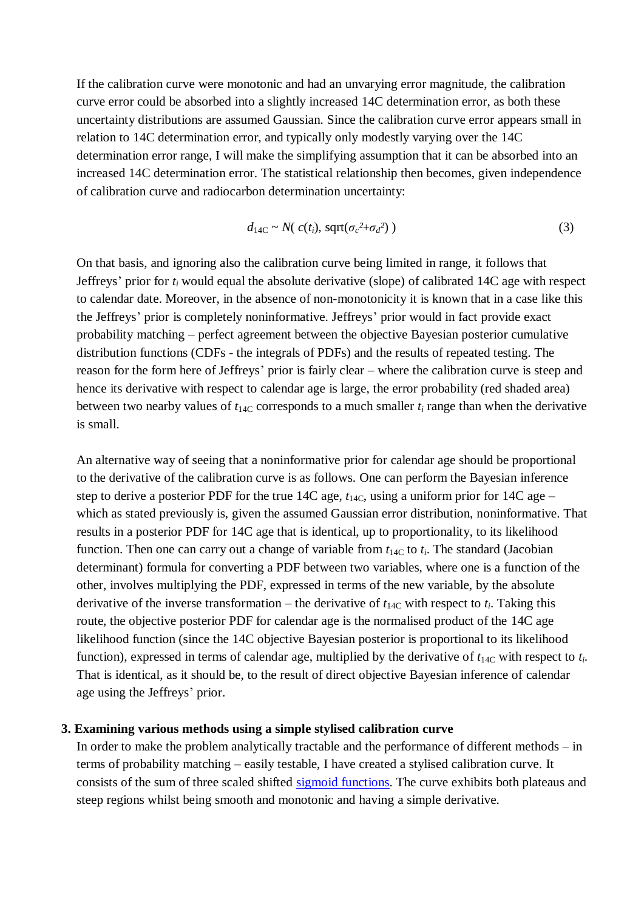If the calibration curve were monotonic and had an unvarying error magnitude, the calibration curve error could be absorbed into a slightly increased 14C determination error, as both these uncertainty distributions are assumed Gaussian. Since the calibration curve error appears small in relation to 14C determination error, and typically only modestly varying over the 14C determination error range, I will make the simplifying assumption that it can be absorbed into an increased 14C determination error. The statistical relationship then becomes, given independence of calibration curve and radiocarbon determination uncertainty:

$$d_{14C} \sim N(\, c(t_i),\, \mathrm{sqrt}(\sigma_c^2+\sigma_d^2)\,) \tag{3}$$

On that basis, and ignoring also the calibration curve being limited in range, it follows that Jeffreys' prior for $t_i$ would equal the absolute derivative (slope) of calibrated 14C age with respect to calendar date. Moreover, in the absence of non-monotonicity it is known that in a case like this the Jeffreys' prior is completely noninformative. Jeffreys' prior would in fact provide exact probability matching – perfect agreement between the objective Bayesian posterior cumulative distribution functions (CDFs - the integrals of PDFs) and the results of repeated testing. The reason for the form here of Jeffreys' prior is fairly clear – where the calibration curve is steep and hence its derivative with respect to calendar age is large, the error probability (red shaded area) between two nearby values of $t_{14C}$ corresponds to a much smaller $t_i$ range than when the derivative is small.

An alternative way of seeing that a noninformative prior for calendar age should be proportional to the derivative of the calibration curve is as follows. One can perform the Bayesian inference step to derive a posterior PDF for the true 14C age, $t_{14C}$, using a uniform prior for 14C age – which as stated previously is, given the assumed Gaussian error distribution, noninformative. That results in a posterior PDF for 14C age that is identical, up to proportionality, to its likelihood function. Then one can carry out a change of variable from $t_{14C}$ to $t_i$. The standard (Jacobian determinant) formula for converting a PDF between two variables, where one is a function of the other, involves multiplying the PDF, expressed in terms of the new variable, by the absolute derivative of the inverse transformation – the derivative of $t_{14C}$ with respect to $t_i$. Taking this route, the objective posterior PDF for calendar age is the normalised product of the 14C age likelihood function (since the 14C objective Bayesian posterior is proportional to its likelihood function), expressed in terms of calendar age, multiplied by the derivative of $t_{14C}$ with respect to $t_i$. That is identical, as it should be, to the result of direct objective Bayesian inference of calendar age using the Jeffreys' prior.

### 3. Examining various methods using a simple stylised calibration curve

In order to make the problem analytically tractable and the performance of different methods – in terms of probability matching – easily testable, I have created a stylised calibration curve. It consists of the sum of three scaled shifted sigmoid functions. The curve exhibits both plateaus and steep regions whilst being smooth and monotonic and having a simple derivative.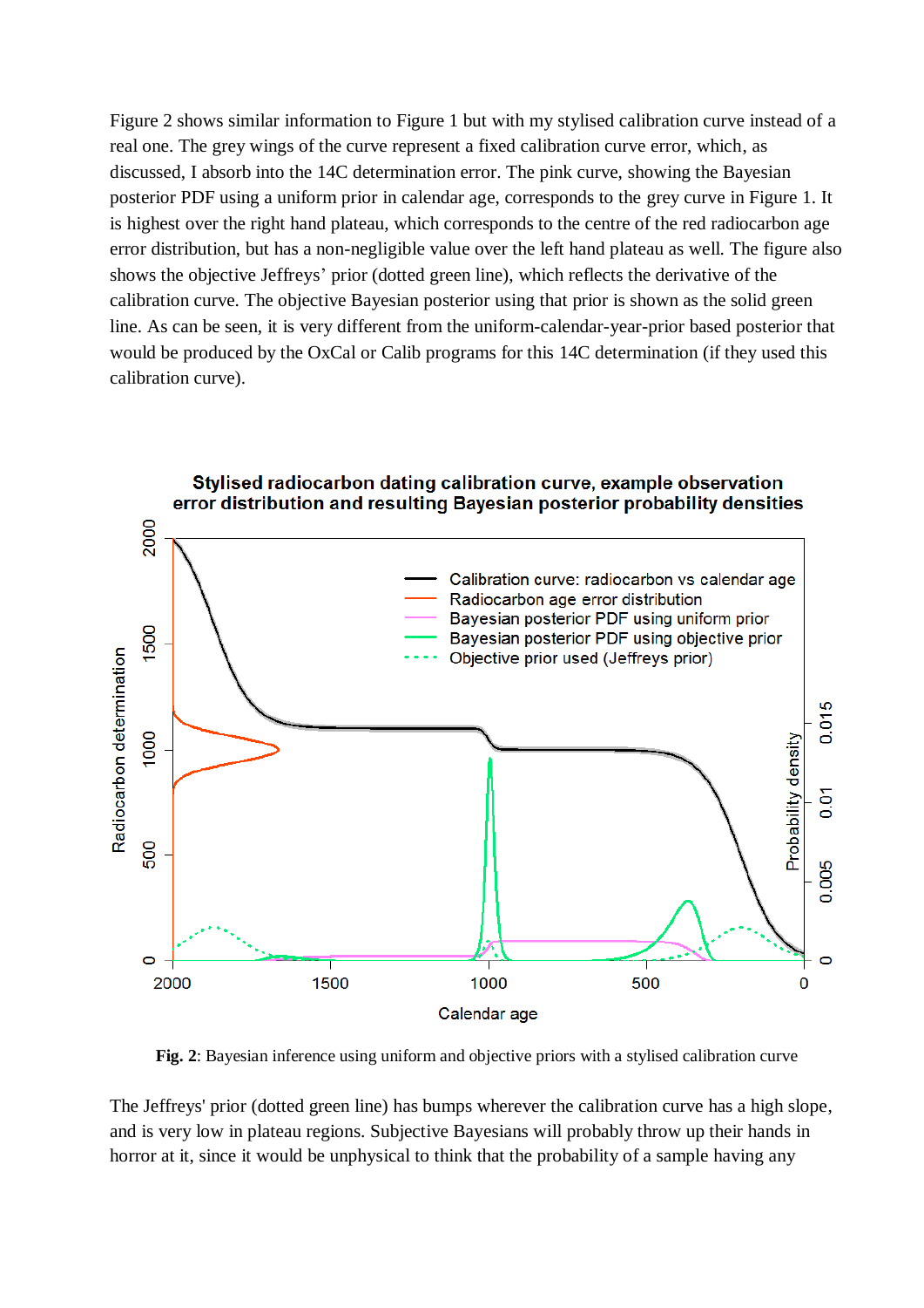Figure 2 shows similar information to Figure 1 but with my stylised calibration curve instead of a real one. The grey wings of the curve represent a fixed calibration curve error, which, as discussed, I absorb into the 14C determination error. The pink curve, showing the Bayesian posterior PDF using a uniform prior in calendar age, corresponds to the grey curve in Figure 1. It is highest over the right hand plateau, which corresponds to the centre of the red radiocarbon age error distribution, but has a non-negligible value over the left hand plateau as well. The figure also shows the objective Jeffreys' prior (dotted green line), which reflects the derivative of the calibration curve. The objective Bayesian posterior using that prior is shown as the solid green line. As can be seen, it is very different from the uniform-calendar-year-prior based posterior that would be produced by the OxCal or Calib programs for this 14C determination (if they used this calibration curve).

**Fig. 2**: Bayesian inference using uniform and objective priors with a stylised calibration curve

The Jeffreys' prior (dotted green line) has bumps wherever the calibration curve has a high slope, and is very low in plateau regions. Subjective Bayesians will probably throw up their hands in horror at it, since it would be unphysical to think that the probability of a sample having any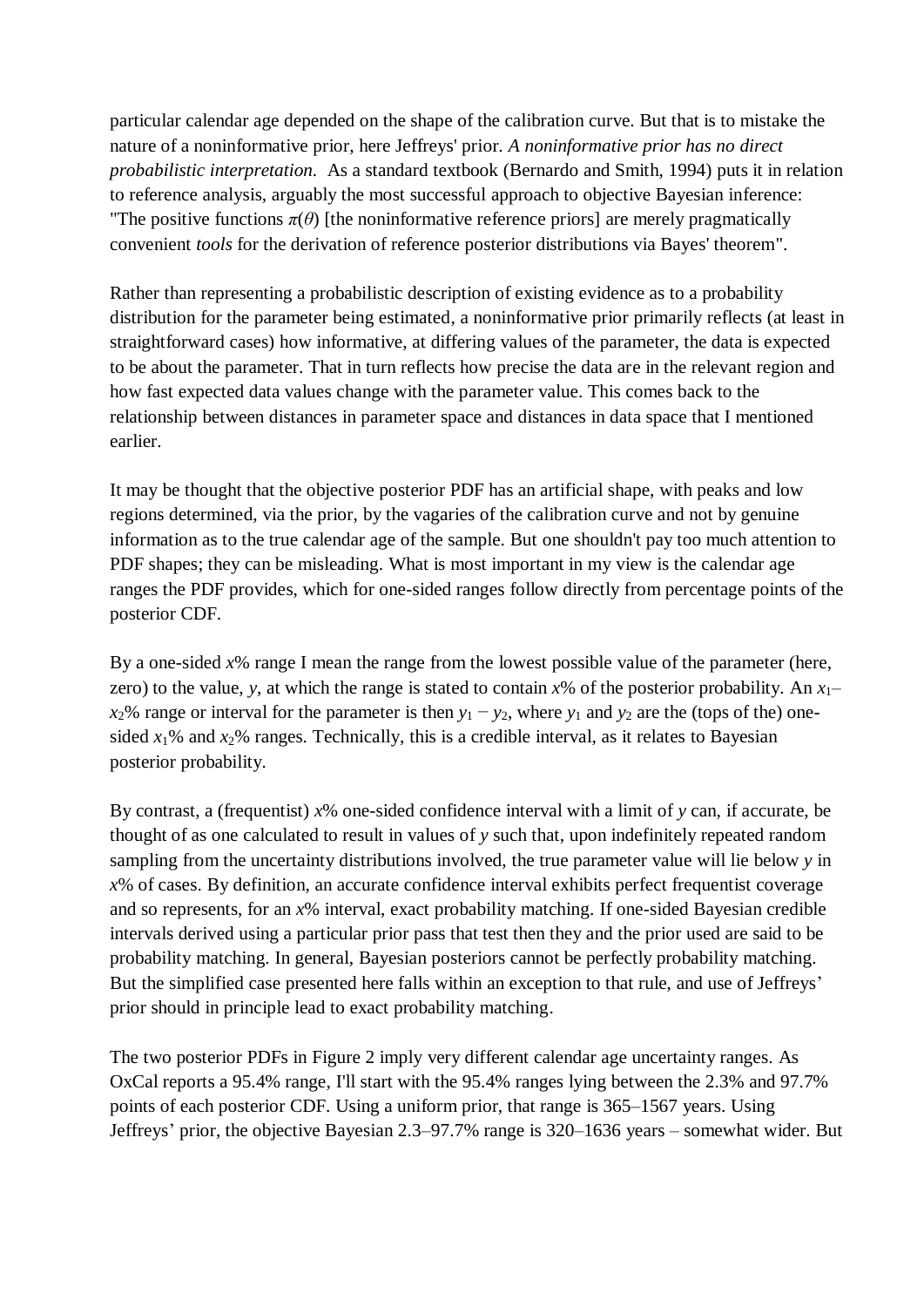particular calendar age depended on the shape of the calibration curve. But that is to mistake the nature of a noninformative prior, here Jeffreys' prior. *A noninformative prior has no direct probabilistic interpretation.* As a standard textbook (Bernardo and Smith, 1994) puts it in relation to reference analysis, arguably the most successful approach to objective Bayesian inference: "The positive functions $\pi(\theta)$ [the noninformative reference priors] are merely pragmatically convenient *tools* for the derivation of reference posterior distributions via Bayes' theorem".

Rather than representing a probabilistic description of existing evidence as to a probability distribution for the parameter being estimated, a noninformative prior primarily reflects (at least in straightforward cases) how informative, at differing values of the parameter, the data is expected to be about the parameter. That in turn reflects how precise the data are in the relevant region and how fast expected data values change with the parameter value. This comes back to the relationship between distances in parameter space and distances in data space that I mentioned earlier.

It may be thought that the objective posterior PDF has an artificial shape, with peaks and low regions determined, via the prior, by the vagaries of the calibration curve and not by genuine information as to the true calendar age of the sample. But one shouldn't pay too much attention to PDF shapes; they can be misleading. What is most important in my view is the calendar age ranges the PDF provides, which for one-sided ranges follow directly from percentage points of the posterior CDF.

By a one-sided $x$% range I mean the range from the lowest possible value of the parameter (here, zero) to the value, $y$, at which the range is stated to contain $x$% of the posterior probability. An $x_1$–$x_2$% range or interval for the parameter is then $y_1 - y_2$, where $y_1$ and $y_2$ are the (tops of the) one-sided $x_1$% and $x_2$% ranges. Technically, this is a credible interval, as it relates to Bayesian posterior probability.

By contrast, a (frequentist) $x$% one-sided confidence interval with a limit of $y$ can, if accurate, be thought of as one calculated to result in values of $y$ such that, upon indefinitely repeated random sampling from the uncertainty distributions involved, the true parameter value will lie below $y$ in $x$% of cases. By definition, an accurate confidence interval exhibits perfect frequentist coverage and so represents, for an $x$% interval, exact probability matching. If one-sided Bayesian credible intervals derived using a particular prior pass that test then they and the prior used are said to be probability matching. In general, Bayesian posteriors cannot be perfectly probability matching. But the simplified case presented here falls within an exception to that rule, and use of Jeffreys' prior should in principle lead to exact probability matching.

The two posterior PDFs in Figure 2 imply very different calendar age uncertainty ranges. As OxCal reports a 95.4% range, I'll start with the 95.4% ranges lying between the 2.3% and 97.7% points of each posterior CDF. Using a uniform prior, that range is 365–1567 years. Using Jeffreys' prior, the objective Bayesian 2.3–97.7% range is 320–1636 years – somewhat wider. But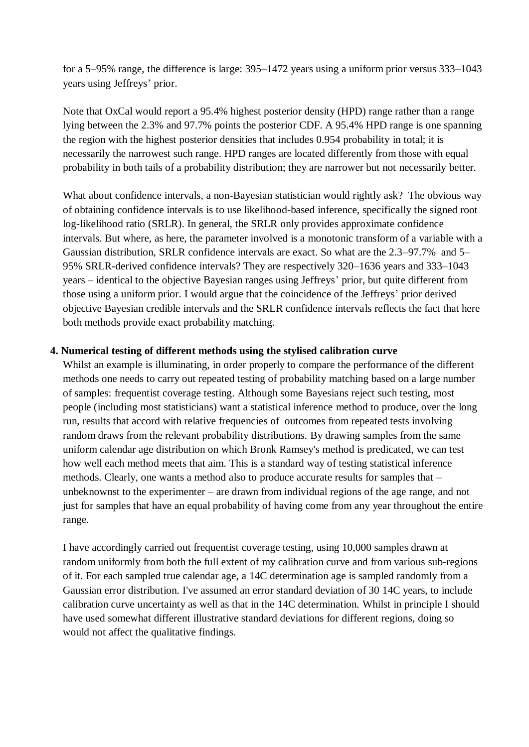for a 5–95% range, the difference is large: 395–1472 years using a uniform prior versus 333–1043 years using Jeffreys' prior.

Note that OxCal would report a 95.4% highest posterior density (HPD) range rather than a range lying between the 2.3% and 97.7% points the posterior CDF. A 95.4% HPD range is one spanning the region with the highest posterior densities that includes 0.954 probability in total; it is necessarily the narrowest such range. HPD ranges are located differently from those with equal probability in both tails of a probability distribution; they are narrower but not necessarily better.

What about confidence intervals, a non-Bayesian statistician would rightly ask? The obvious way of obtaining confidence intervals is to use likelihood-based inference, specifically the signed root log-likelihood ratio (SRLR). In general, the SRLR only provides approximate confidence intervals. But where, as here, the parameter involved is a monotonic transform of a variable with a Gaussian distribution, SRLR confidence intervals are exact. So what are the 2.3–97.7% and 5–95% SRLR-derived confidence intervals? They are respectively 320–1636 years and 333–1043 years – identical to the objective Bayesian ranges using Jeffreys' prior, but quite different from those using a uniform prior. I would argue that the coincidence of the Jeffreys' prior derived objective Bayesian credible intervals and the SRLR confidence intervals reflects the fact that here both methods provide exact probability matching.

## 4. Numerical testing of different methods using the stylised calibration curve

Whilst an example is illuminating, in order properly to compare the performance of the different methods one needs to carry out repeated testing of probability matching based on a large number of samples: frequentist coverage testing. Although some Bayesians reject such testing, most people (including most statisticians) want a statistical inference method to produce, over the long run, results that accord with relative frequencies of outcomes from repeated tests involving random draws from the relevant probability distributions. By drawing samples from the same uniform calendar age distribution on which Bronk Ramsey's method is predicated, we can test how well each method meets that aim. This is a standard way of testing statistical inference methods. Clearly, one wants a method also to produce accurate results for samples that – unbeknownst to the experimenter – are drawn from individual regions of the age range, and not just for samples that have an equal probability of having come from any year throughout the entire range.

I have accordingly carried out frequentist coverage testing, using 10,000 samples drawn at random uniformly from both the full extent of my calibration curve and from various sub-regions of it. For each sampled true calendar age, a 14C determination age is sampled randomly from a Gaussian error distribution. I've assumed an error standard deviation of 30 14C years, to include calibration curve uncertainty as well as that in the 14C determination. Whilst in principle I should have used somewhat different illustrative standard deviations for different regions, doing so would not affect the qualitative findings.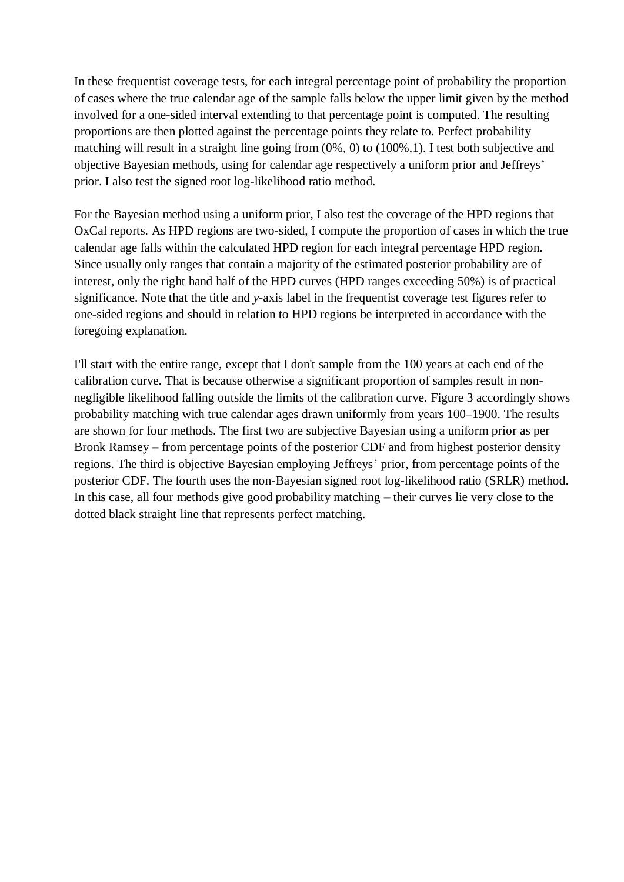In these frequentist coverage tests, for each integral percentage point of probability the proportion of cases where the true calendar age of the sample falls below the upper limit given by the method involved for a one-sided interval extending to that percentage point is computed. The resulting proportions are then plotted against the percentage points they relate to. Perfect probability matching will result in a straight line going from (0%, 0) to (100%,1). I test both subjective and objective Bayesian methods, using for calendar age respectively a uniform prior and Jeffreys' prior. I also test the signed root log-likelihood ratio method.

For the Bayesian method using a uniform prior, I also test the coverage of the HPD regions that OxCal reports. As HPD regions are two-sided, I compute the proportion of cases in which the true calendar age falls within the calculated HPD region for each integral percentage HPD region. Since usually only ranges that contain a majority of the estimated posterior probability are of interest, only the right hand half of the HPD curves (HPD ranges exceeding 50%) is of practical significance. Note that the title and *y*-axis label in the frequentist coverage test figures refer to one-sided regions and should in relation to HPD regions be interpreted in accordance with the foregoing explanation.

I'll start with the entire range, except that I don't sample from the 100 years at each end of the calibration curve. That is because otherwise a significant proportion of samples result in non-negligible likelihood falling outside the limits of the calibration curve. Figure 3 accordingly shows probability matching with true calendar ages drawn uniformly from years 100–1900. The results are shown for four methods. The first two are subjective Bayesian using a uniform prior as per Bronk Ramsey – from percentage points of the posterior CDF and from highest posterior density regions. The third is objective Bayesian employing Jeffreys' prior, from percentage points of the posterior CDF. The fourth uses the non-Bayesian signed root log-likelihood ratio (SRLR) method. In this case, all four methods give good probability matching – their curves lie very close to the dotted black straight line that represents perfect matching.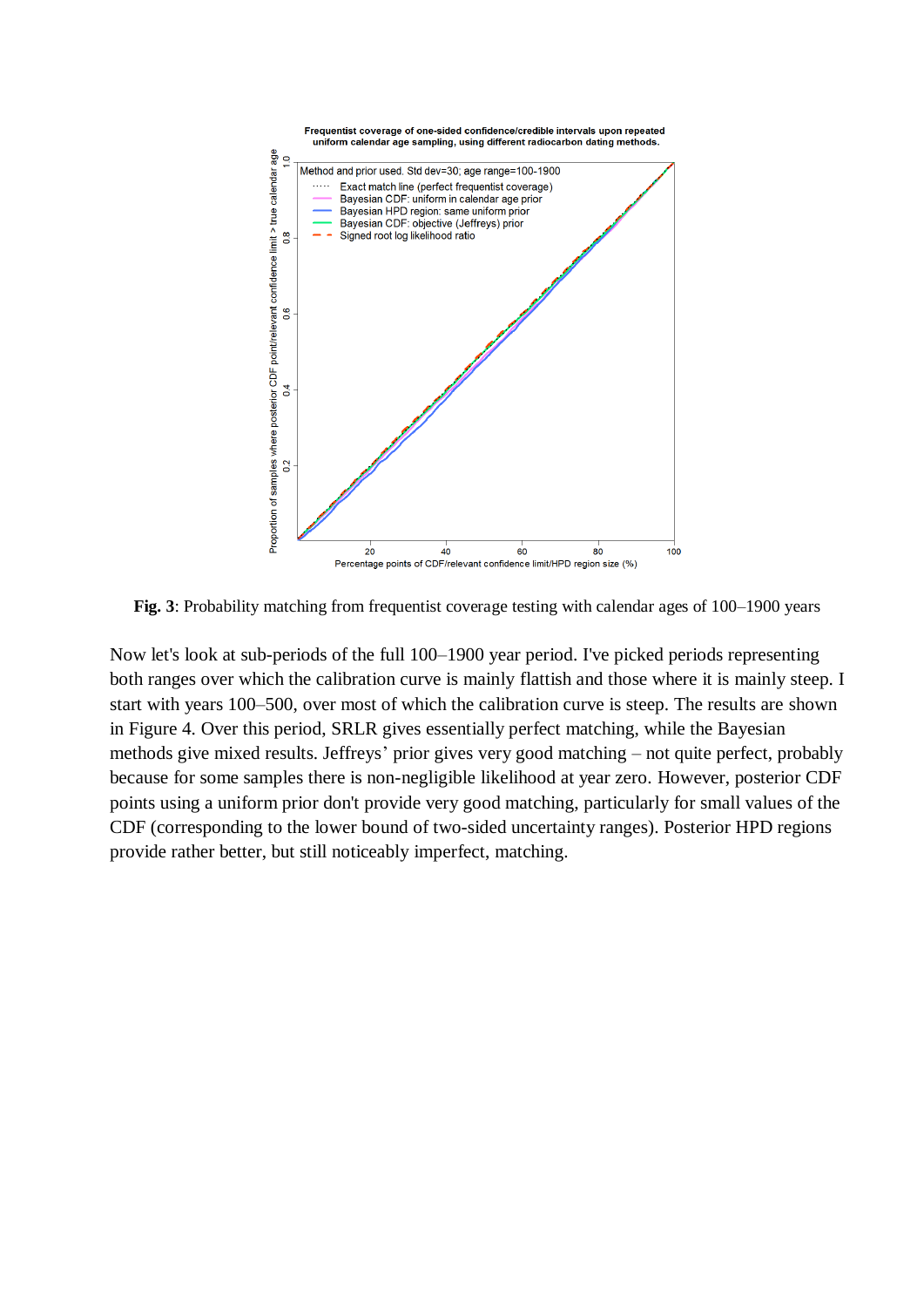**Fig. 3**: Probability matching from frequentist coverage testing with calendar ages of 100–1900 years

Now let's look at sub-periods of the full 100–1900 year period. I've picked periods representing both ranges over which the calibration curve is mainly flattish and those where it is mainly steep. I start with years 100–500, over most of which the calibration curve is steep. The results are shown in Figure 4. Over this period, SRLR gives essentially perfect matching, while the Bayesian methods give mixed results. Jeffreys' prior gives very good matching – not quite perfect, probably because for some samples there is non-negligible likelihood at year zero. However, posterior CDF points using a uniform prior don't provide very good matching, particularly for small values of the CDF (corresponding to the lower bound of two-sided uncertainty ranges). Posterior HPD regions provide rather better, but still noticeably imperfect, matching.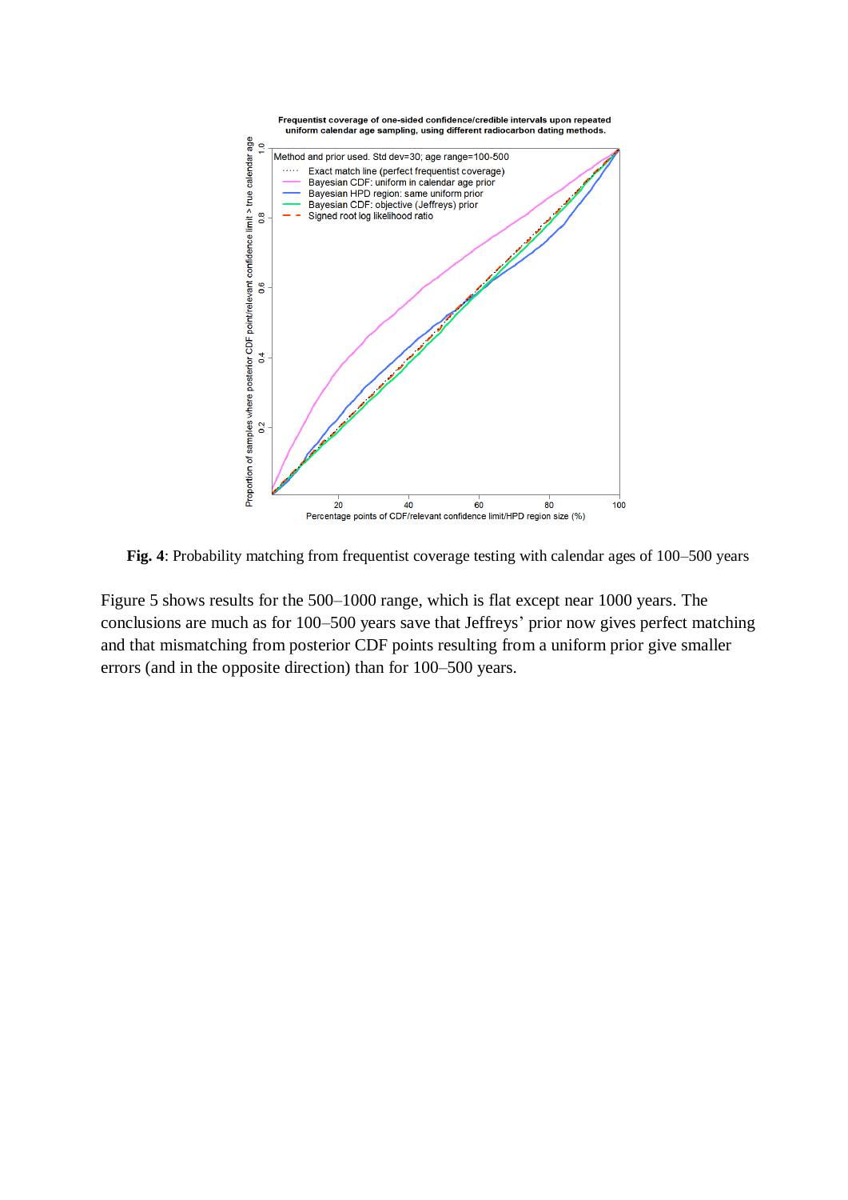**Fig. 4**: Probability matching from frequentist coverage testing with calendar ages of 100–500 years

Figure 5 shows results for the 500–1000 range, which is flat except near 1000 years. The conclusions are much as for 100–500 years save that Jeffreys' prior now gives perfect matching and that mismatching from posterior CDF points resulting from a uniform prior give smaller errors (and in the opposite direction) than for 100–500 years.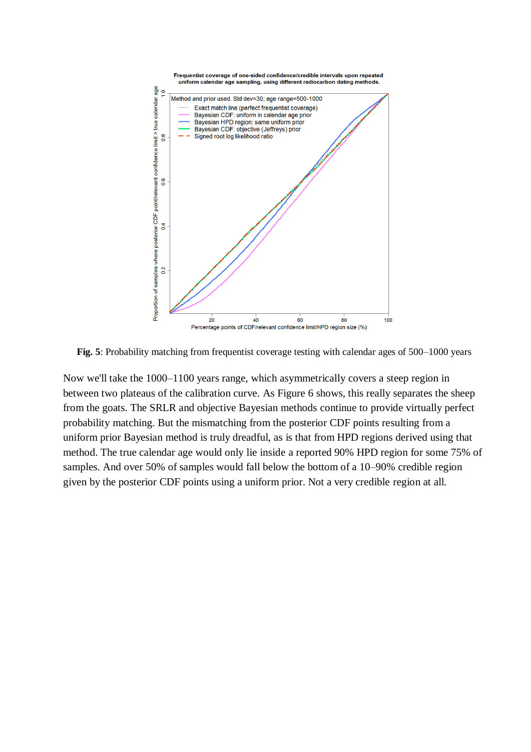**Fig. 5**: Probability matching from frequentist coverage testing with calendar ages of 500–1000 years

Now we'll take the 1000–1100 years range, which asymmetrically covers a steep region in between two plateaus of the calibration curve. As Figure 6 shows, this really separates the sheep from the goats. The SRLR and objective Bayesian methods continue to provide virtually perfect probability matching. But the mismatching from the posterior CDF points resulting from a uniform prior Bayesian method is truly dreadful, as is that from HPD regions derived using that method. The true calendar age would only lie inside a reported 90% HPD region for some 75% of samples. And over 50% of samples would fall below the bottom of a 10–90% credible region given by the posterior CDF points using a uniform prior. Not a very credible region at all.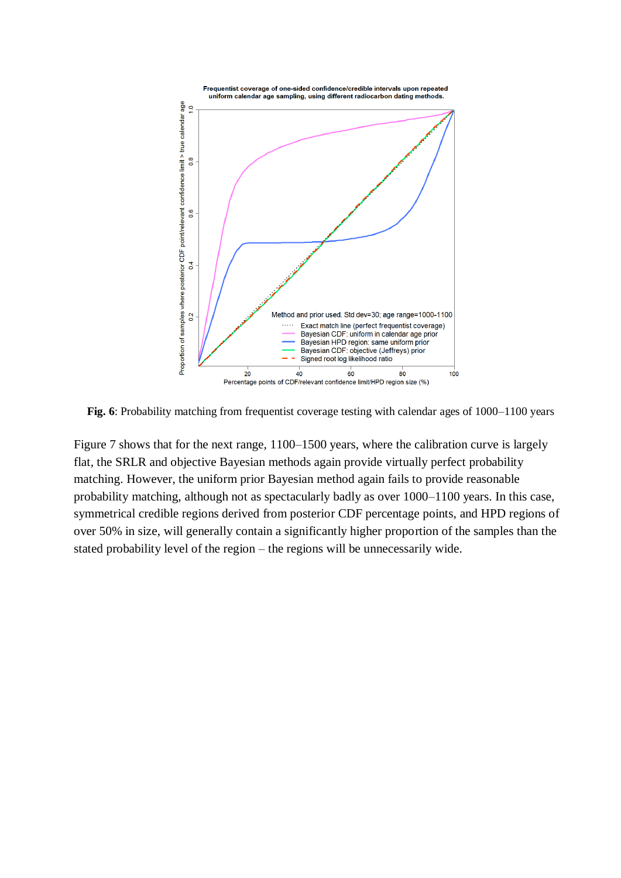**Fig. 6**: Probability matching from frequentist coverage testing with calendar ages of 1000–1100 years

Figure 7 shows that for the next range, 1100–1500 years, where the calibration curve is largely flat, the SRLR and objective Bayesian methods again provide virtually perfect probability matching. However, the uniform prior Bayesian method again fails to provide reasonable probability matching, although not as spectacularly badly as over 1000–1100 years. In this case, symmetrical credible regions derived from posterior CDF percentage points, and HPD regions of over 50% in size, will generally contain a significantly higher proportion of the samples than the stated probability level of the region – the regions will be unnecessarily wide.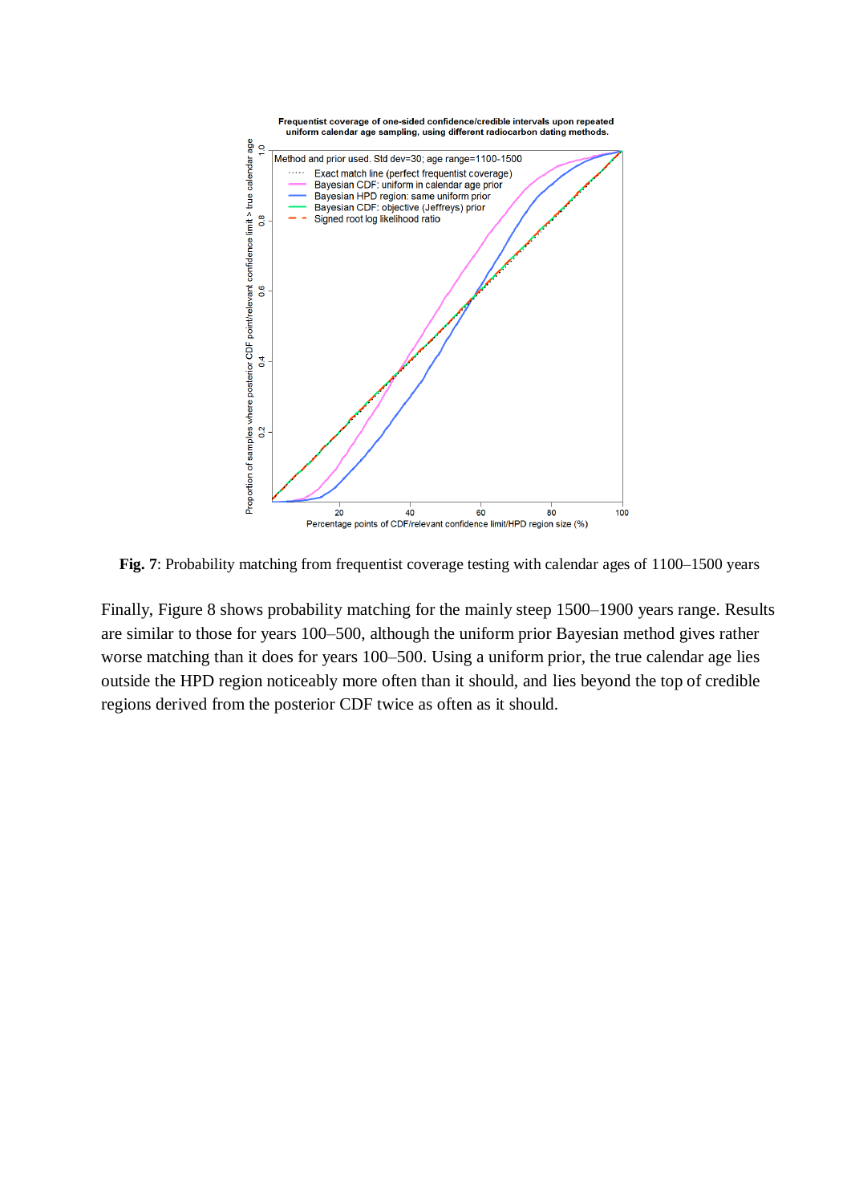**Fig. 7**: Probability matching from frequentist coverage testing with calendar ages of 1100–1500 years

Finally, Figure 8 shows probability matching for the mainly steep 1500–1900 years range. Results are similar to those for years 100–500, although the uniform prior Bayesian method gives rather worse matching than it does for years 100–500. Using a uniform prior, the true calendar age lies outside the HPD region noticeably more often than it should, and lies beyond the top of credible regions derived from the posterior CDF twice as often as it should.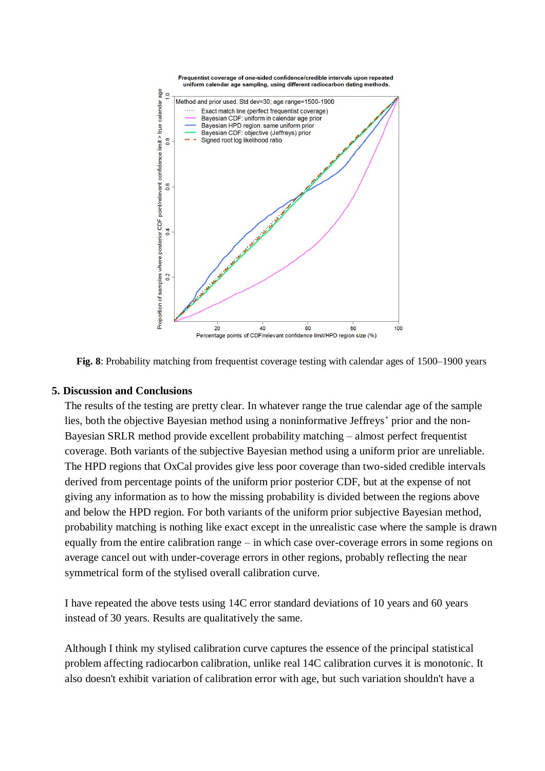**Fig. 8**: Probability matching from frequentist coverage testing with calendar ages of 1500–1900 years

## 5. Discussion and Conclusions

The results of the testing are pretty clear. In whatever range the true calendar age of the sample lies, both the objective Bayesian method using a noninformative Jeffreys' prior and the non-Bayesian SRLR method provide excellent probability matching – almost perfect frequentist coverage. Both variants of the subjective Bayesian method using a uniform prior are unreliable. The HPD regions that OxCal provides give less poor coverage than two-sided credible intervals derived from percentage points of the uniform prior posterior CDF, but at the expense of not giving any information as to how the missing probability is divided between the regions above and below the HPD region. For both variants of the uniform prior subjective Bayesian method, probability matching is nothing like exact except in the unrealistic case where the sample is drawn equally from the entire calibration range – in which case over-coverage errors in some regions on average cancel out with under-coverage errors in other regions, probably reflecting the near symmetrical form of the stylised overall calibration curve.

I have repeated the above tests using 14C error standard deviations of 10 years and 60 years instead of 30 years. Results are qualitatively the same.

Although I think my stylised calibration curve captures the essence of the principal statistical problem affecting radiocarbon calibration, unlike real 14C calibration curves it is monotonic. It also doesn't exhibit variation of calibration error with age, but such variation shouldn't have a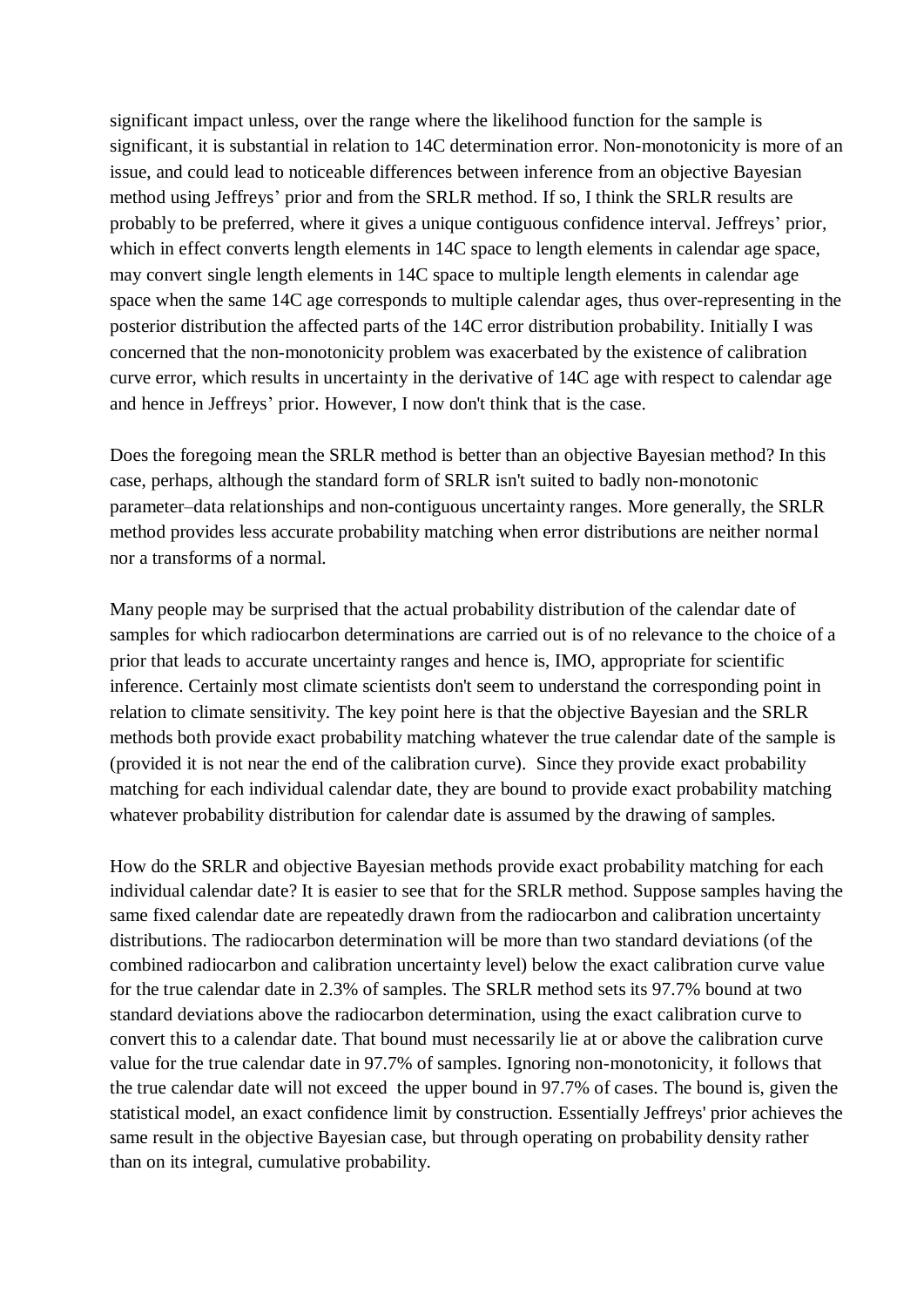significant impact unless, over the range where the likelihood function for the sample is significant, it is substantial in relation to 14C determination error. Non-monotonicity is more of an issue, and could lead to noticeable differences between inference from an objective Bayesian method using Jeffreys' prior and from the SRLR method. If so, I think the SRLR results are probably to be preferred, where it gives a unique contiguous confidence interval. Jeffreys' prior, which in effect converts length elements in 14C space to length elements in calendar age space, may convert single length elements in 14C space to multiple length elements in calendar age space when the same 14C age corresponds to multiple calendar ages, thus over-representing in the posterior distribution the affected parts of the 14C error distribution probability. Initially I was concerned that the non-monotonicity problem was exacerbated by the existence of calibration curve error, which results in uncertainty in the derivative of 14C age with respect to calendar age and hence in Jeffreys' prior. However, I now don't think that is the case.

Does the foregoing mean the SRLR method is better than an objective Bayesian method? In this case, perhaps, although the standard form of SRLR isn't suited to badly non-monotonic parameter–data relationships and non-contiguous uncertainty ranges. More generally, the SRLR method provides less accurate probability matching when error distributions are neither normal nor a transforms of a normal.

Many people may be surprised that the actual probability distribution of the calendar date of samples for which radiocarbon determinations are carried out is of no relevance to the choice of a prior that leads to accurate uncertainty ranges and hence is, IMO, appropriate for scientific inference. Certainly most climate scientists don't seem to understand the corresponding point in relation to climate sensitivity. The key point here is that the objective Bayesian and the SRLR methods both provide exact probability matching whatever the true calendar date of the sample is (provided it is not near the end of the calibration curve). Since they provide exact probability matching for each individual calendar date, they are bound to provide exact probability matching whatever probability distribution for calendar date is assumed by the drawing of samples.

How do the SRLR and objective Bayesian methods provide exact probability matching for each individual calendar date? It is easier to see that for the SRLR method. Suppose samples having the same fixed calendar date are repeatedly drawn from the radiocarbon and calibration uncertainty distributions. The radiocarbon determination will be more than two standard deviations (of the combined radiocarbon and calibration uncertainty level) below the exact calibration curve value for the true calendar date in 2.3% of samples. The SRLR method sets its 97.7% bound at two standard deviations above the radiocarbon determination, using the exact calibration curve to convert this to a calendar date. That bound must necessarily lie at or above the calibration curve value for the true calendar date in 97.7% of samples. Ignoring non-monotonicity, it follows that the true calendar date will not exceed the upper bound in 97.7% of cases. The bound is, given the statistical model, an exact confidence limit by construction. Essentially Jeffreys' prior achieves the same result in the objective Bayesian case, but through operating on probability density rather than on its integral, cumulative probability.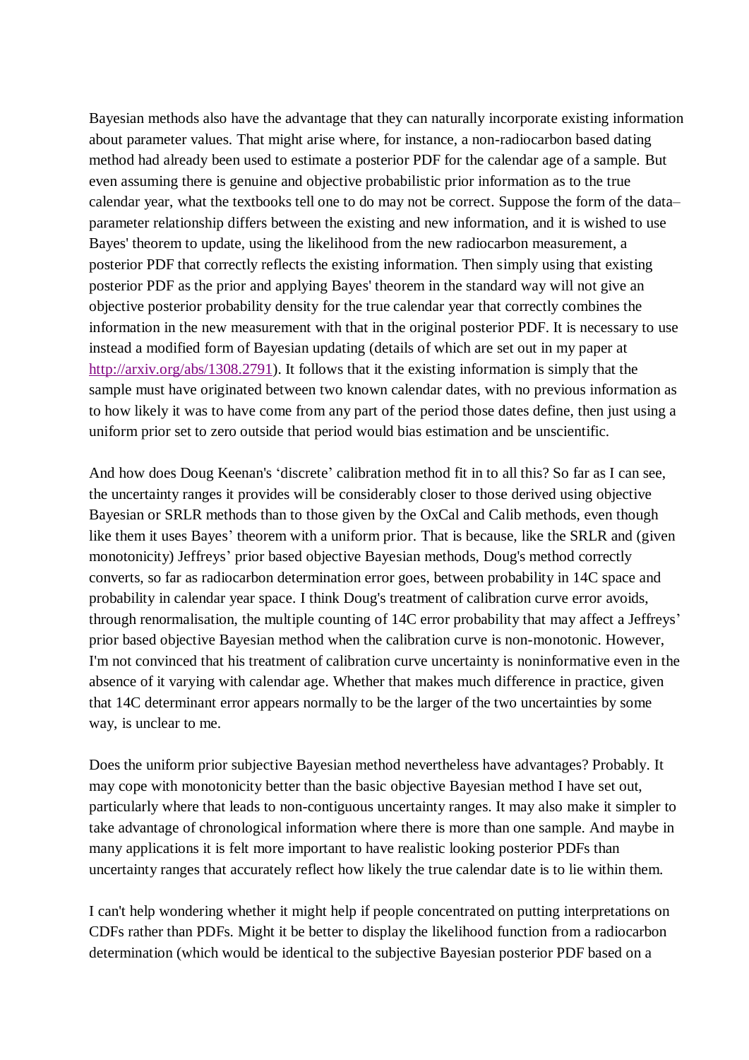Bayesian methods also have the advantage that they can naturally incorporate existing information about parameter values. That might arise where, for instance, a non-radiocarbon based dating method had already been used to estimate a posterior PDF for the calendar age of a sample. But even assuming there is genuine and objective probabilistic prior information as to the true calendar year, what the textbooks tell one to do may not be correct. Suppose the form of the data–parameter relationship differs between the existing and new information, and it is wished to use Bayes' theorem to update, using the likelihood from the new radiocarbon measurement, a posterior PDF that correctly reflects the existing information. Then simply using that existing posterior PDF as the prior and applying Bayes' theorem in the standard way will not give an objective posterior probability density for the true calendar year that correctly combines the information in the new measurement with that in the original posterior PDF. It is necessary to use instead a modified form of Bayesian updating (details of which are set out in my paper at [http://arxiv.org/abs/1308.2791](http://arxiv.org/abs/1308.2791)). It follows that it the existing information is simply that the sample must have originated between two known calendar dates, with no previous information as to how likely it was to have come from any part of the period those dates define, then just using a uniform prior set to zero outside that period would bias estimation and be unscientific.

And how does Doug Keenan's 'discrete' calibration method fit in to all this? So far as I can see, the uncertainty ranges it provides will be considerably closer to those derived using objective Bayesian or SRLR methods than to those given by the OxCal and Calib methods, even though like them it uses Bayes' theorem with a uniform prior. That is because, like the SRLR and (given monotonicity) Jeffreys' prior based objective Bayesian methods, Doug's method correctly converts, so far as radiocarbon determination error goes, between probability in 14C space and probability in calendar year space. I think Doug's treatment of calibration curve error avoids, through renormalisation, the multiple counting of 14C error probability that may affect a Jeffreys' prior based objective Bayesian method when the calibration curve is non-monotonic. However, I'm not convinced that his treatment of calibration curve uncertainty is noninformative even in the absence of it varying with calendar age. Whether that makes much difference in practice, given that 14C determinant error appears normally to be the larger of the two uncertainties by some way, is unclear to me.

Does the uniform prior subjective Bayesian method nevertheless have advantages? Probably. It may cope with monotonicity better than the basic objective Bayesian method I have set out, particularly where that leads to non-contiguous uncertainty ranges. It may also make it simpler to take advantage of chronological information where there is more than one sample. And maybe in many applications it is felt more important to have realistic looking posterior PDFs than uncertainty ranges that accurately reflect how likely the true calendar date is to lie within them.

I can't help wondering whether it might help if people concentrated on putting interpretations on CDFs rather than PDFs. Might it be better to display the likelihood function from a radiocarbon determination (which would be identical to the subjective Bayesian posterior PDF based on a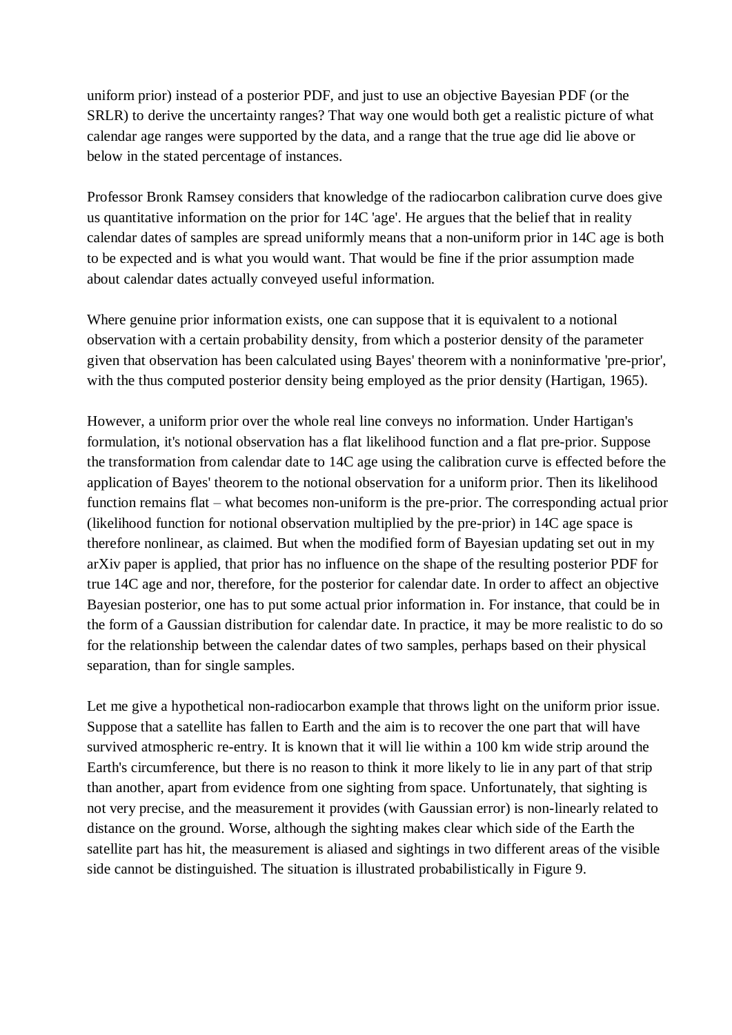uniform prior) instead of a posterior PDF, and just to use an objective Bayesian PDF (or the SRLR) to derive the uncertainty ranges? That way one would both get a realistic picture of what calendar age ranges were supported by the data, and a range that the true age did lie above or below in the stated percentage of instances.

Professor Bronk Ramsey considers that knowledge of the radiocarbon calibration curve does give us quantitative information on the prior for 14C 'age'. He argues that the belief that in reality calendar dates of samples are spread uniformly means that a non-uniform prior in 14C age is both to be expected and is what you would want. That would be fine if the prior assumption made about calendar dates actually conveyed useful information.

Where genuine prior information exists, one can suppose that it is equivalent to a notional observation with a certain probability density, from which a posterior density of the parameter given that observation has been calculated using Bayes' theorem with a noninformative 'pre-prior', with the thus computed posterior density being employed as the prior density (Hartigan, 1965).

However, a uniform prior over the whole real line conveys no information. Under Hartigan's formulation, it's notional observation has a flat likelihood function and a flat pre-prior. Suppose the transformation from calendar date to 14C age using the calibration curve is effected before the application of Bayes' theorem to the notional observation for a uniform prior. Then its likelihood function remains flat – what becomes non-uniform is the pre-prior. The corresponding actual prior (likelihood function for notional observation multiplied by the pre-prior) in 14C age space is therefore nonlinear, as claimed. But when the modified form of Bayesian updating set out in my arXiv paper is applied, that prior has no influence on the shape of the resulting posterior PDF for true 14C age and nor, therefore, for the posterior for calendar date. In order to affect an objective Bayesian posterior, one has to put some actual prior information in. For instance, that could be in the form of a Gaussian distribution for calendar date. In practice, it may be more realistic to do so for the relationship between the calendar dates of two samples, perhaps based on their physical separation, than for single samples.

Let me give a hypothetical non-radiocarbon example that throws light on the uniform prior issue. Suppose that a satellite has fallen to Earth and the aim is to recover the one part that will have survived atmospheric re-entry. It is known that it will lie within a 100 km wide strip around the Earth's circumference, but there is no reason to think it more likely to lie in any part of that strip than another, apart from evidence from one sighting from space. Unfortunately, that sighting is not very precise, and the measurement it provides (with Gaussian error) is non-linearly related to distance on the ground. Worse, although the sighting makes clear which side of the Earth the satellite part has hit, the measurement is aliased and sightings in two different areas of the visible side cannot be distinguished. The situation is illustrated probabilistically in Figure 9.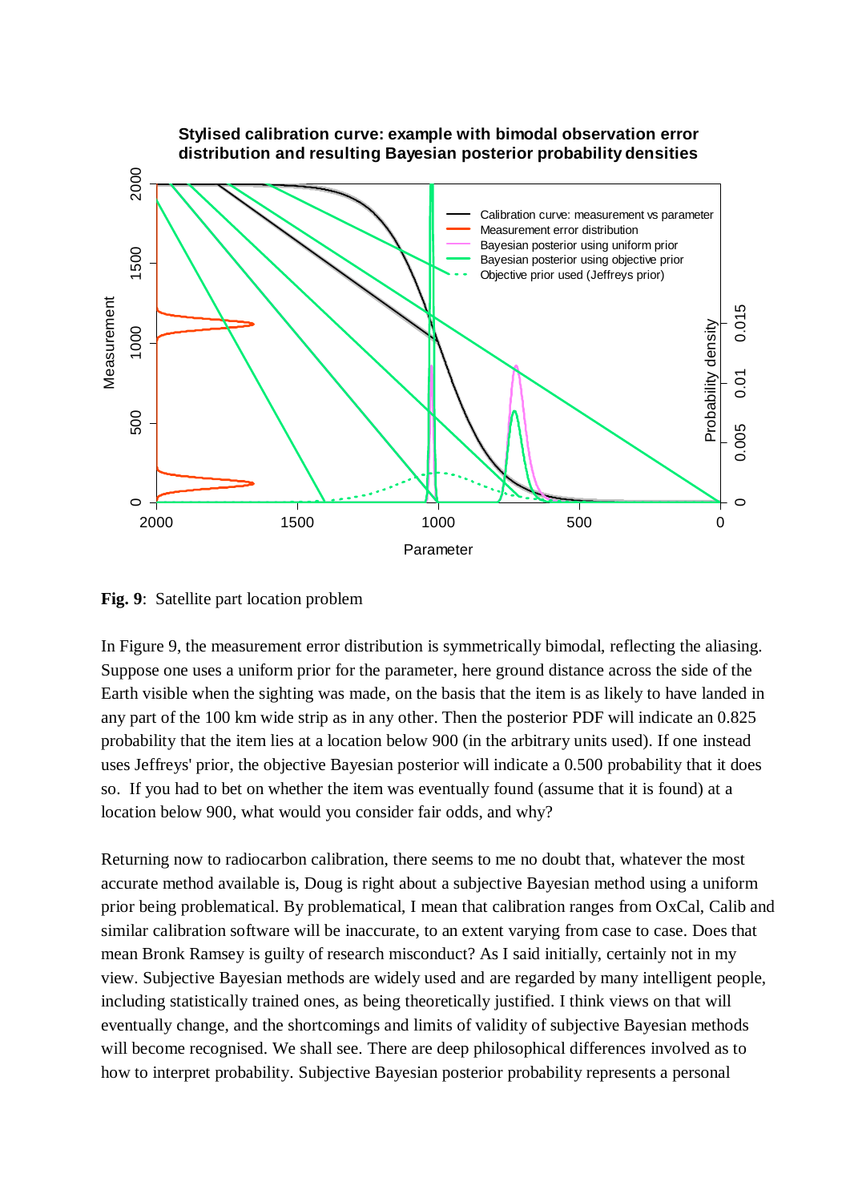**Fig. 9**: Satellite part location problem

In Figure 9, the measurement error distribution is symmetrically bimodal, reflecting the aliasing. Suppose one uses a uniform prior for the parameter, here ground distance across the side of the Earth visible when the sighting was made, on the basis that the item is as likely to have landed in any part of the 100 km wide strip as in any other. Then the posterior PDF will indicate an 0.825 probability that the item lies at a location below 900 (in the arbitrary units used). If one instead uses Jeffreys' prior, the objective Bayesian posterior will indicate a 0.500 probability that it does so. If you had to bet on whether the item was eventually found (assume that it is found) at a location below 900, what would you consider fair odds, and why?

Returning now to radiocarbon calibration, there seems to me no doubt that, whatever the most accurate method available is, Doug is right about a subjective Bayesian method using a uniform prior being problematical. By problematical, I mean that calibration ranges from OxCal, Calib and similar calibration software will be inaccurate, to an extent varying from case to case. Does that mean Bronk Ramsey is guilty of research misconduct? As I said initially, certainly not in my view. Subjective Bayesian methods are widely used and are regarded by many intelligent people, including statistically trained ones, as being theoretically justified. I think views on that will eventually change, and the shortcomings and limits of validity of subjective Bayesian methods will become recognised. We shall see. There are deep philosophical differences involved as to how to interpret probability. Subjective Bayesian posterior probability represents a personal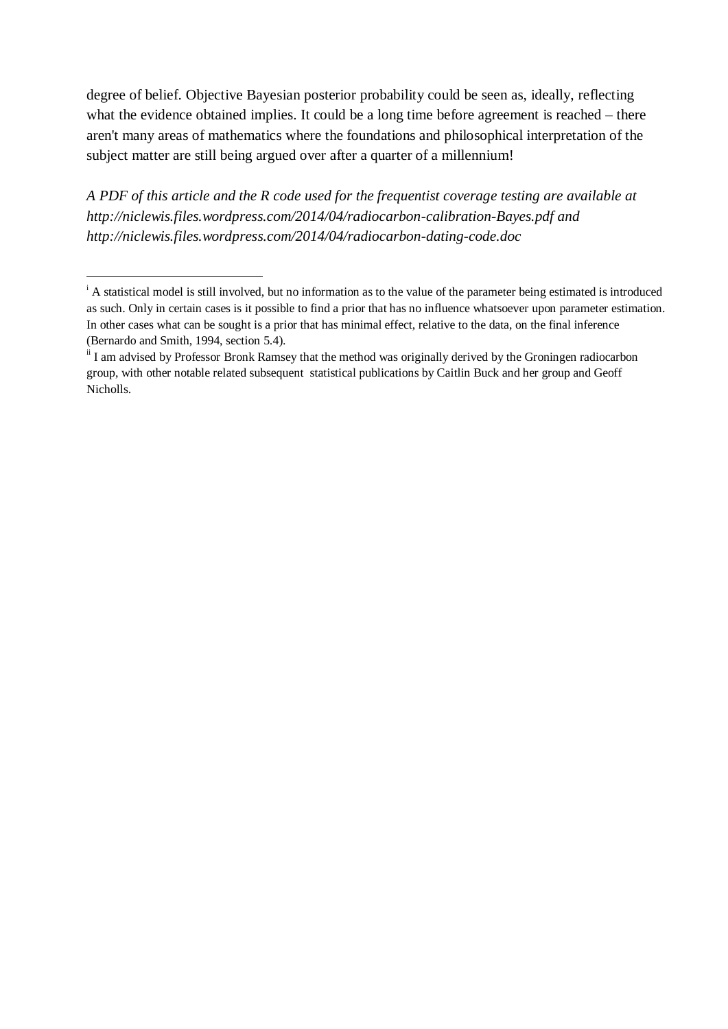degree of belief. Objective Bayesian posterior probability could be seen as, ideally, reflecting what the evidence obtained implies. It could be a long time before agreement is reached – there aren't many areas of mathematics where the foundations and philosophical interpretation of the subject matter are still being argued over after a quarter of a millennium!

*A PDF of this article and the R code used for the frequentist coverage testing are available at http://niclewis.files.wordpress.com/2014/04/radiocarbon-calibration-Bayes.pdf and http://niclewis.files.wordpress.com/2014/04/radiocarbon-dating-code.doc*

---

[i] A statistical model is still involved, but no information as to the value of the parameter being estimated is introduced as such. Only in certain cases is it possible to find a prior that has no influence whatsoever upon parameter estimation. In other cases what can be sought is a prior that has minimal effect, relative to the data, on the final inference (Bernardo and Smith, 1994, section 5.4).

[ii] I am advised by Professor Bronk Ramsey that the method was originally derived by the Groningen radiocarbon group, with other notable related subsequent statistical publications by Caitlin Buck and her group and Geoff Nicholls.